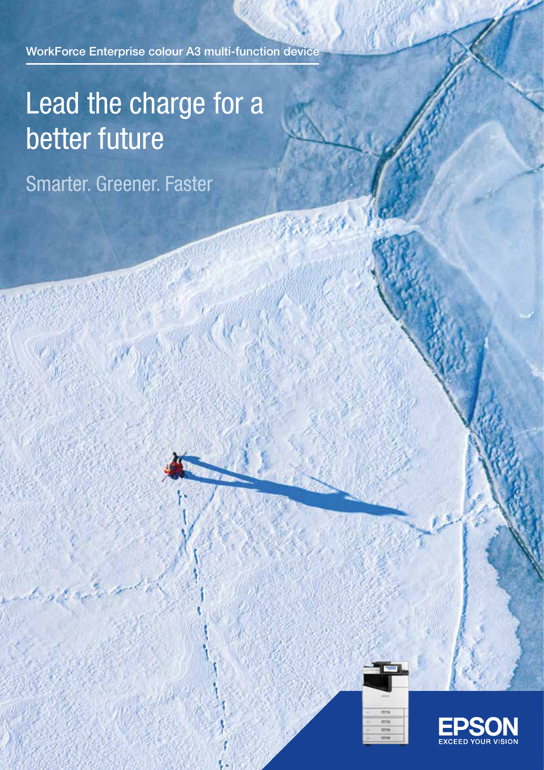WorkForce Enterprise colour A3 multi-function device

# Lead the charge for a better future

Smarter. Greener. Faster

EPSON
EXCEED YOUR VISION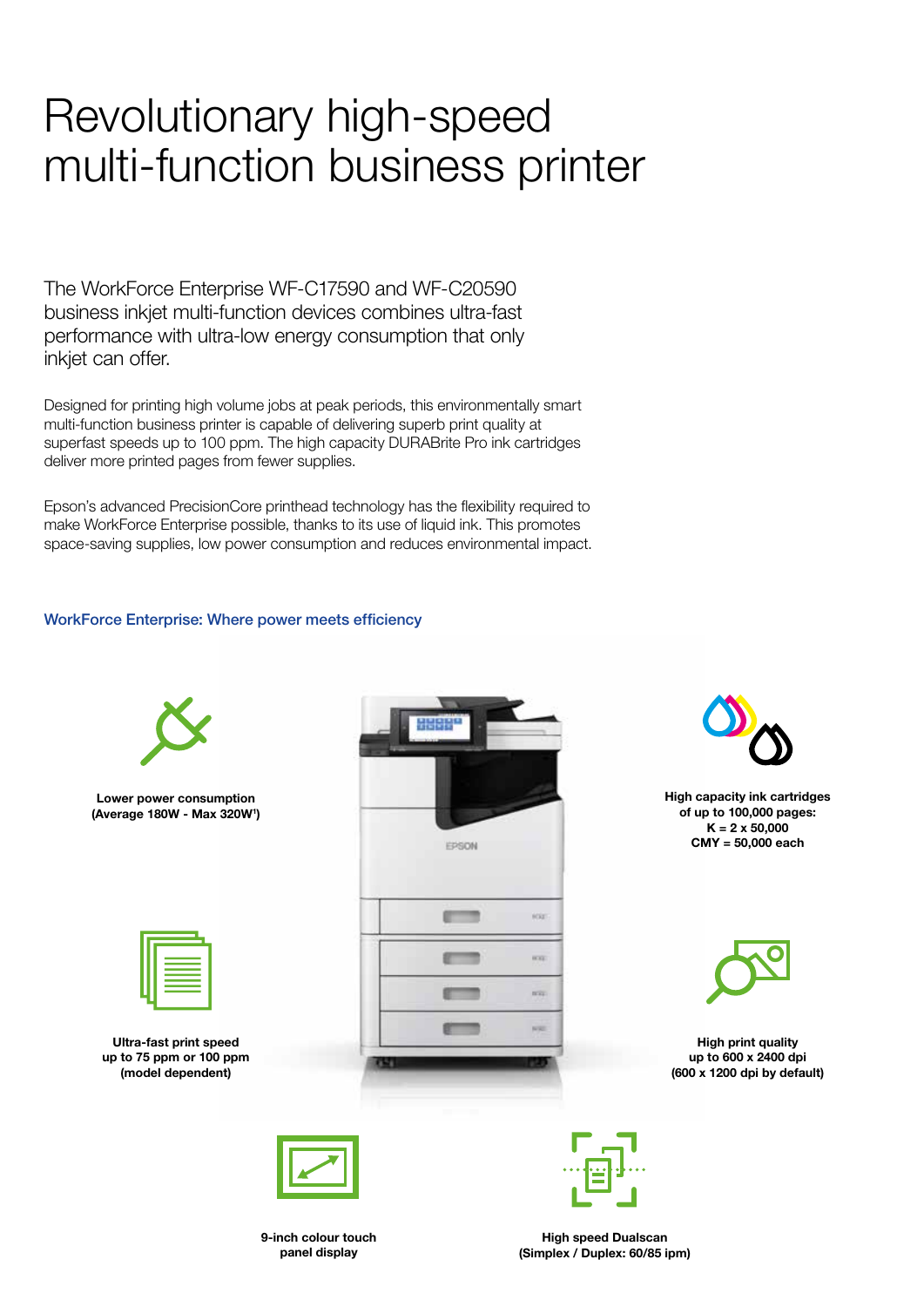# Revolutionary high-speed multi-function business printer

The WorkForce Enterprise WF-C17590 and WF-C20590 business inkjet multi-function devices combines ultra-fast performance with ultra-low energy consumption that only inkjet can offer.

Designed for printing high volume jobs at peak periods, this environmentally smart multi-function business printer is capable of delivering superb print quality at superfast speeds up to 100 ppm. The high capacity DURABrite Pro ink cartridges deliver more printed pages from fewer supplies.

Epson's advanced PrecisionCore printhead technology has the flexibility required to make WorkForce Enterprise possible, thanks to its use of liquid ink. This promotes space-saving supplies, low power consumption and reduces environmental impact.

## WorkForce Enterprise: Where power meets efficiency

**Lower power consumption (Average 180W - Max 320W[1])**

**High capacity ink cartridges of up to 100,000 pages:**
**K = 2 x 50,000**
**CMY = 50,000 each**

**Ultra-fast print speed up to 75 ppm or 100 ppm (model dependent)**

**High print quality up to 600 x 2400 dpi (600 x 1200 dpi by default)**

**9-inch colour touch panel display**

**High speed Dualscan (Simplex / Duplex: 60/85 ipm)**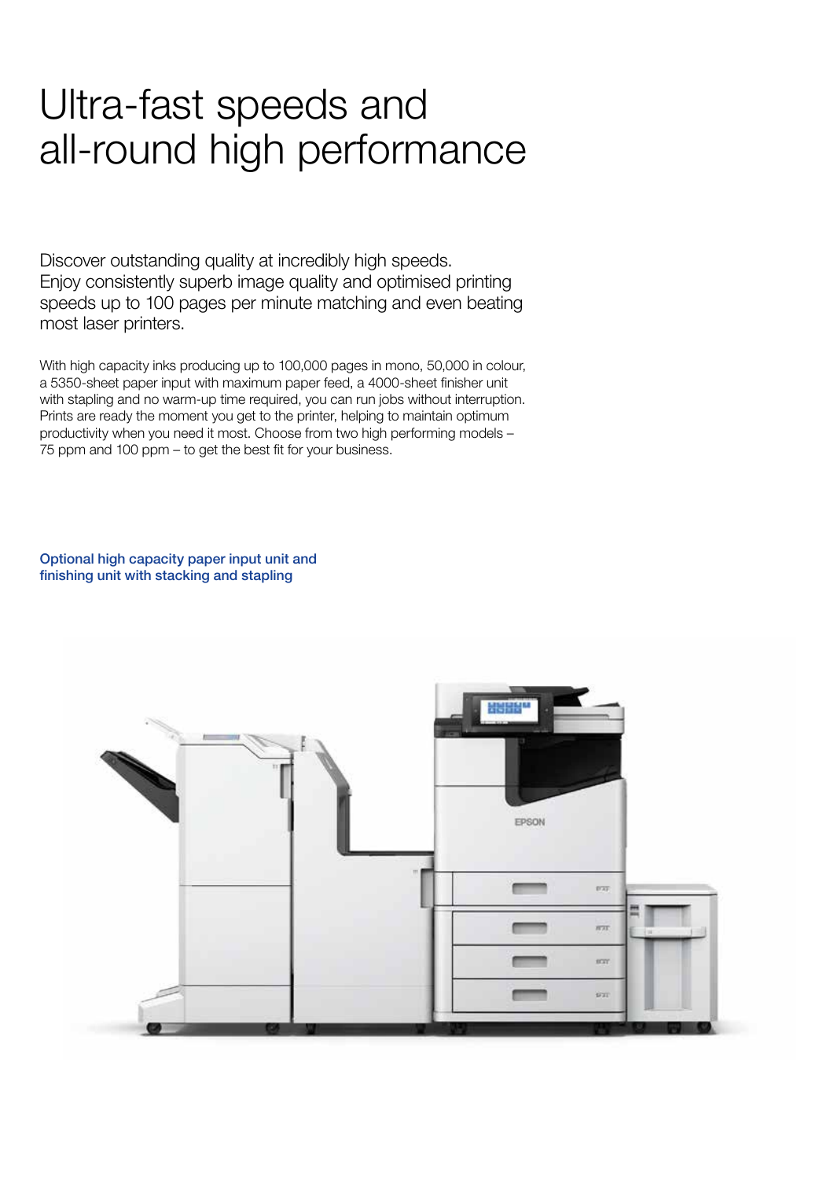# Ultra-fast speeds and all-round high performance

Discover outstanding quality at incredibly high speeds. Enjoy consistently superb image quality and optimised printing speeds up to 100 pages per minute matching and even beating most laser printers.

With high capacity inks producing up to 100,000 pages in mono, 50,000 in colour, a 5350-sheet paper input with maximum paper feed, a 4000-sheet finisher unit with stapling and no warm-up time required, you can run jobs without interruption. Prints are ready the moment you get to the printer, helping to maintain optimum productivity when you need it most. Choose from two high performing models – 75 ppm and 100 ppm – to get the best fit for your business.

**Optional high capacity paper input unit and finishing unit with stacking and stapling**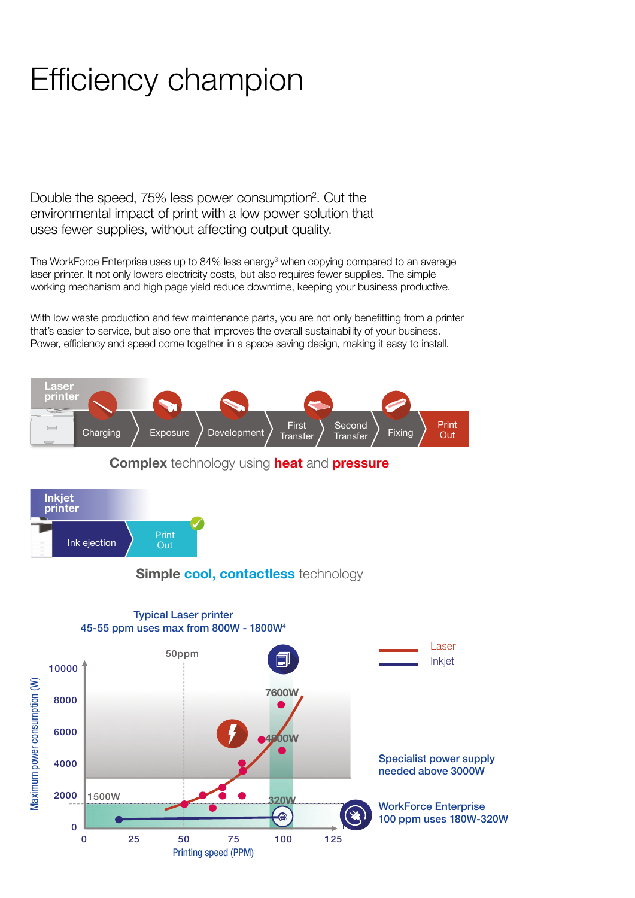# Efficiency champion

Double the speed, 75% less power consumption[2]. Cut the environmental impact of print with a low power solution that uses fewer supplies, without affecting output quality.

The WorkForce Enterprise uses up to 84% less energy[3] when copying compared to an average laser printer. It not only lowers electricity costs, but also requires fewer supplies. The simple working mechanism and high page yield reduce downtime, keeping your business productive.

With low waste production and few maintenance parts, you are not only benefitting from a printer that's easier to service, but also one that improves the overall sustainability of your business. Power, efficiency and speed come together in a space saving design, making it easy to install.

**Laser printer**

Charging → Exposure → Development → First Transfer → Second Transfer → Fixing → Print Out

**Complex** technology using **heat** and **pressure**

**Inkjet printer**

Ink ejection → Print Out

**Simple cool, contactless** technology

Typical Laser printer
45-55 ppm uses max from 800W - 1800W[4]

Laser
Inkjet

50ppm
7600W
4800W
1500W
320W

Maximum power consumption (W): 0, 2000, 4000, 6000, 8000, 10000

Printing speed (PPM): 0, 25, 50, 75, 100, 125

Specialist power supply needed above 3000W

WorkForce Enterprise
100 ppm uses 180W-320W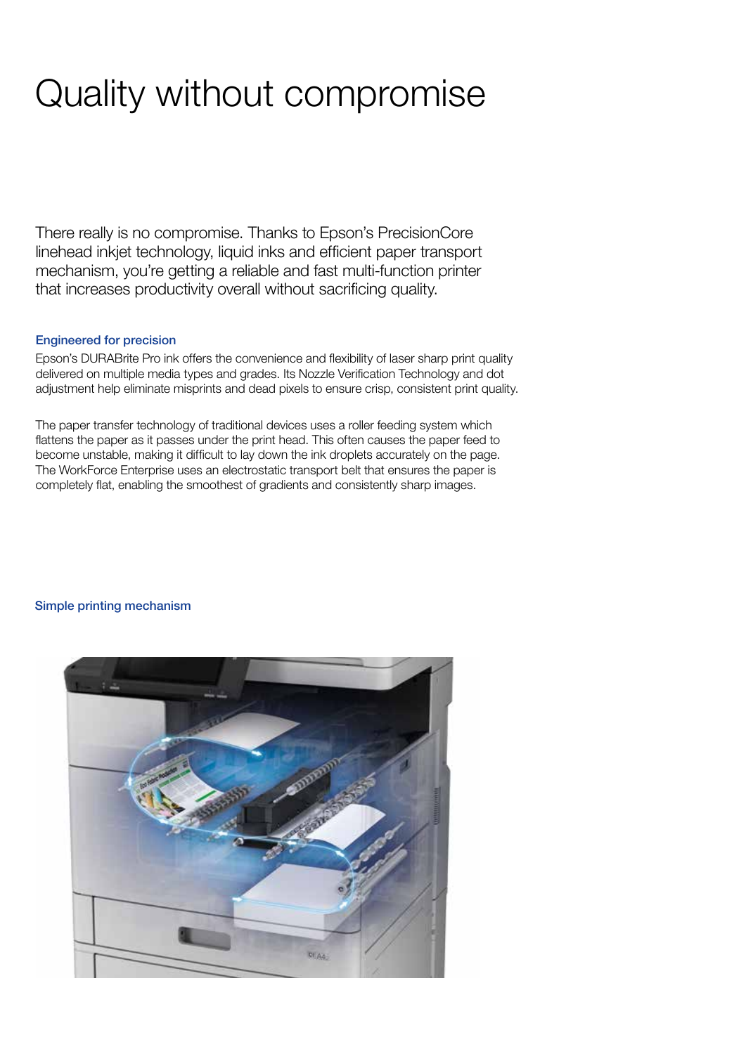# Quality without compromise

There really is no compromise. Thanks to Epson's PrecisionCore linehead inkjet technology, liquid inks and efficient paper transport mechanism, you're getting a reliable and fast multi-function printer that increases productivity overall without sacrificing quality.

### Engineered for precision

Epson's DURABrite Pro ink offers the convenience and flexibility of laser sharp print quality delivered on multiple media types and grades. Its Nozzle Verification Technology and dot adjustment help eliminate misprints and dead pixels to ensure crisp, consistent print quality.

The paper transfer technology of traditional devices uses a roller feeding system which flattens the paper as it passes under the print head. This often causes the paper feed to become unstable, making it difficult to lay down the ink droplets accurately on the page. The WorkForce Enterprise uses an electrostatic transport belt that ensures the paper is completely flat, enabling the smoothest of gradients and consistently sharp images.

### Simple printing mechanism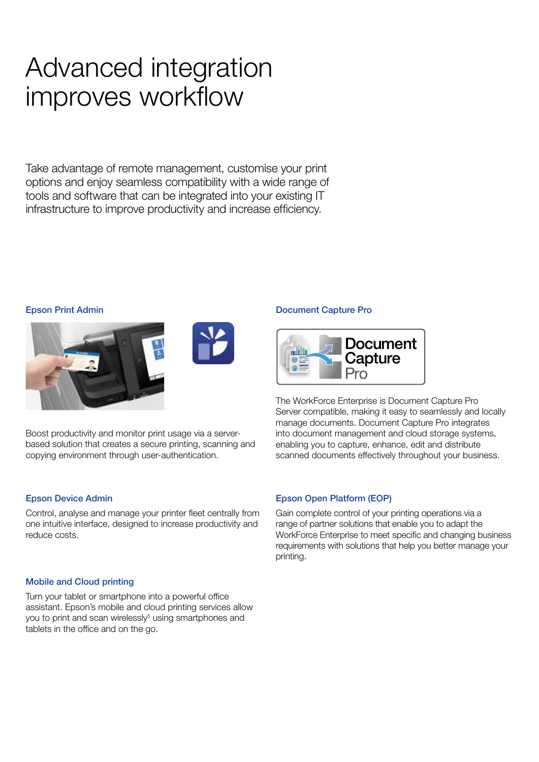# Advanced integration improves workflow

Take advantage of remote management, customise your print options and enjoy seamless compatibility with a wide range of tools and software that can be integrated into your existing IT infrastructure to improve productivity and increase efficiency.

### Epson Print Admin

Boost productivity and monitor print usage via a server-based solution that creates a secure printing, scanning and copying environment through user-authentication.

### Document Capture Pro

The WorkForce Enterprise is Document Capture Pro Server compatible, making it easy to seamlessly and locally manage documents. Document Capture Pro integrates into document management and cloud storage systems, enabling you to capture, enhance, edit and distribute scanned documents effectively throughout your business.

### Epson Device Admin

Control, analyse and manage your printer fleet centrally from one intuitive interface, designed to increase productivity and reduce costs.

### Mobile and Cloud printing

Turn your tablet or smartphone into a powerful office assistant. Epson's mobile and cloud printing services allow you to print and scan wirelessly[5] using smartphones and tablets in the office and on the go.

### Epson Open Platform (EOP)

Gain complete control of your printing operations via a range of partner solutions that enable you to adapt the WorkForce Enterprise to meet specific and changing business requirements with solutions that help you better manage your printing.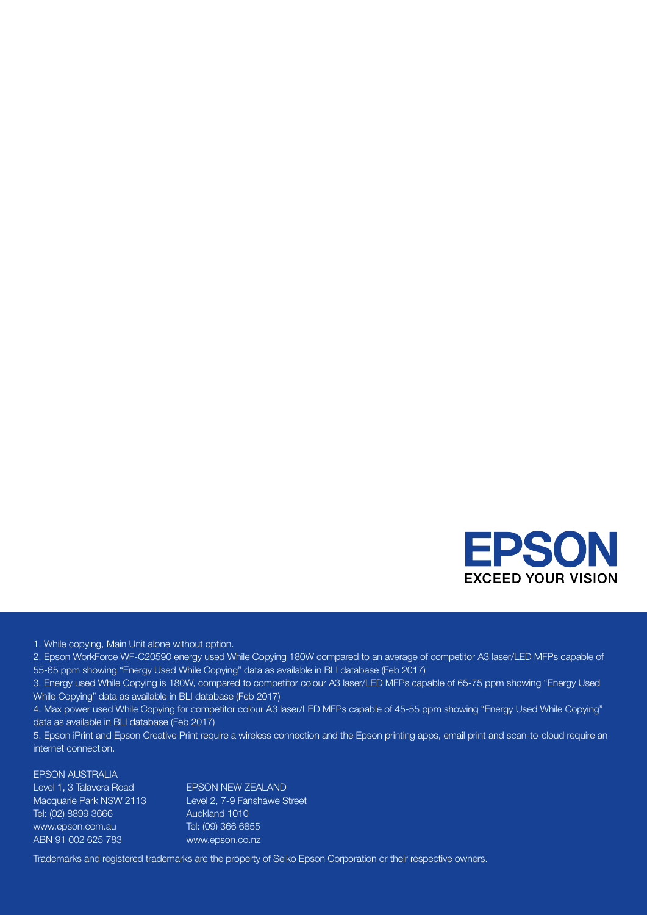EPSON
EXCEED YOUR VISION

1. While copying, Main Unit alone without option.
2. Epson WorkForce WF-C20590 energy used While Copying 180W compared to an average of competitor A3 laser/LED MFPs capable of 55-65 ppm showing "Energy Used While Copying" data as available in BLI database (Feb 2017)
3. Energy used While Copying is 180W, compared to competitor colour A3 laser/LED MFPs capable of 65-75 ppm showing "Energy Used While Copying" data as available in BLI database (Feb 2017)
4. Max power used While Copying for competitor colour A3 laser/LED MFPs capable of 45-55 ppm showing "Energy Used While Copying" data as available in BLI database (Feb 2017)
5. Epson iPrint and Epson Creative Print require a wireless connection and the Epson printing apps, email print and scan-to-cloud require an internet connection.

EPSON AUSTRALIA
Level 1, 3 Talavera Road
Macquarie Park NSW 2113
Tel: (02) 8899 3666
www.epson.com.au
ABN 91 002 625 783

EPSON NEW ZEALAND
Level 2, 7-9 Fanshawe Street
Auckland 1010
Tel: (09) 366 6855
www.epson.co.nz

Trademarks and registered trademarks are the property of Seiko Epson Corporation or their respective owners.